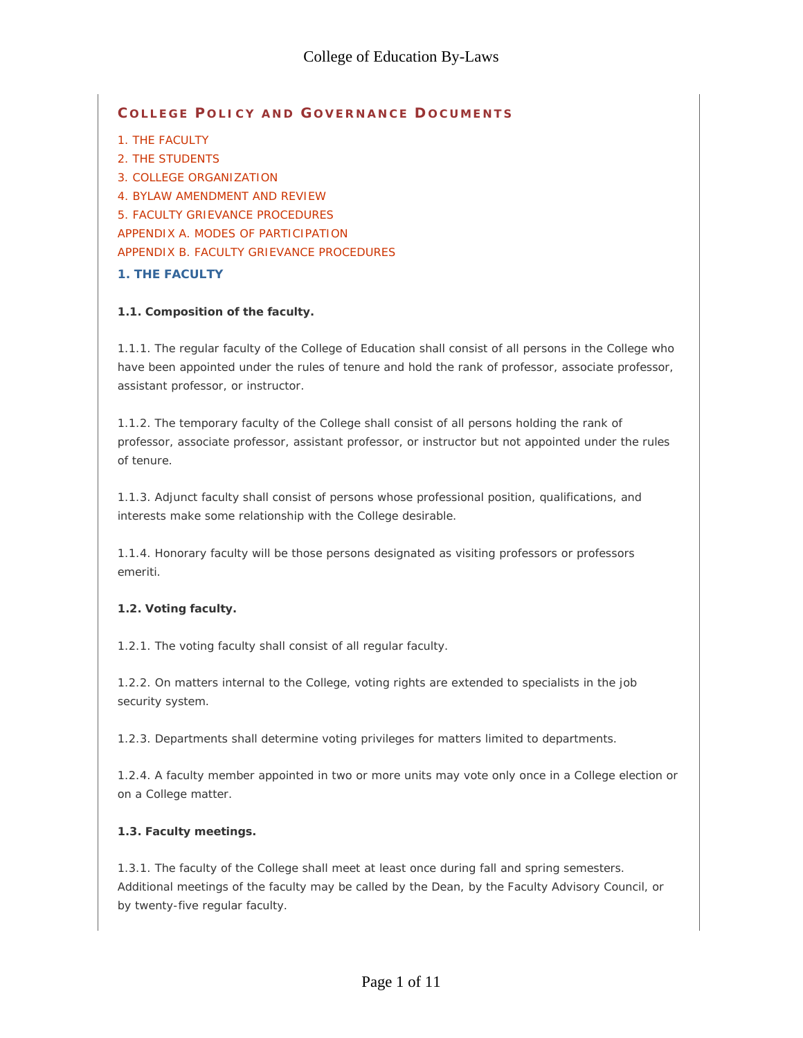## COLLEGE POLICY AND GOVERNANCE DOCUMENTS

1. THE FACULTY
2. THE STUDENTS
3. COLLEGE ORGANIZATION
4. BYLAW AMENDMENT AND REVIEW
5. FACULTY GRIEVANCE PROCEDURES

APPENDIX A. MODES OF PARTICIPATION

APPENDIX B. FACULTY GRIEVANCE PROCEDURES

### 1. THE FACULTY

**1.1. Composition of the faculty.**

1.1.1. The regular faculty of the College of Education shall consist of all persons in the College who have been appointed under the rules of tenure and hold the rank of professor, associate professor, assistant professor, or instructor.

1.1.2. The temporary faculty of the College shall consist of all persons holding the rank of professor, associate professor, assistant professor, or instructor but not appointed under the rules of tenure.

1.1.3. Adjunct faculty shall consist of persons whose professional position, qualifications, and interests make some relationship with the College desirable.

1.1.4. Honorary faculty will be those persons designated as visiting professors or professors emeriti.

**1.2. Voting faculty.**

1.2.1. The voting faculty shall consist of all regular faculty.

1.2.2. On matters internal to the College, voting rights are extended to specialists in the job security system.

1.2.3. Departments shall determine voting privileges for matters limited to departments.

1.2.4. A faculty member appointed in two or more units may vote only once in a College election or on a College matter.

**1.3. Faculty meetings.**

1.3.1. The faculty of the College shall meet at least once during fall and spring semesters. Additional meetings of the faculty may be called by the Dean, by the Faculty Advisory Council, or by twenty-five regular faculty.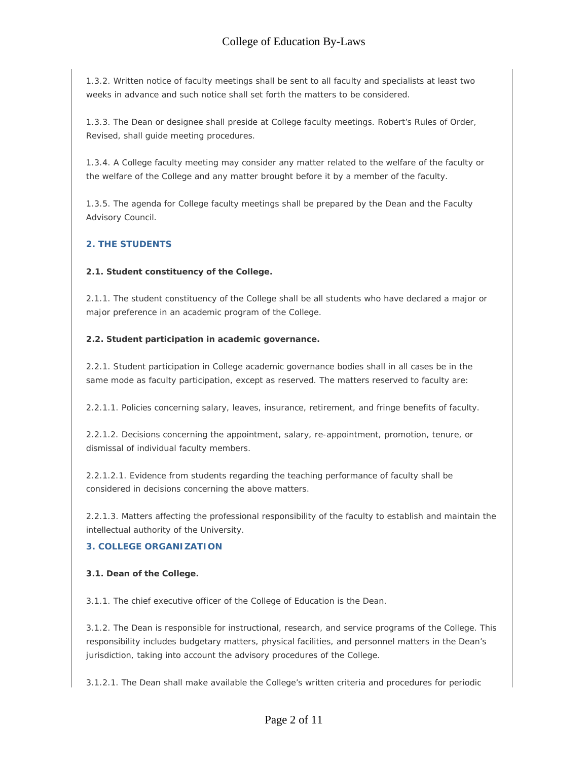1.3.2. Written notice of faculty meetings shall be sent to all faculty and specialists at least two weeks in advance and such notice shall set forth the matters to be considered.

1.3.3. The Dean or designee shall preside at College faculty meetings. Robert's Rules of Order, Revised, shall guide meeting procedures.

1.3.4. A College faculty meeting may consider any matter related to the welfare of the faculty or the welfare of the College and any matter brought before it by a member of the faculty.

1.3.5. The agenda for College faculty meetings shall be prepared by the Dean and the Faculty Advisory Council.

## 2. THE STUDENTS

**2.1. Student constituency of the College.**

2.1.1. The student constituency of the College shall be all students who have declared a major or major preference in an academic program of the College.

**2.2. Student participation in academic governance.**

2.2.1. Student participation in College academic governance bodies shall in all cases be in the same mode as faculty participation, except as reserved. The matters reserved to faculty are:

2.2.1.1. Policies concerning salary, leaves, insurance, retirement, and fringe benefits of faculty.

2.2.1.2. Decisions concerning the appointment, salary, re-appointment, promotion, tenure, or dismissal of individual faculty members.

2.2.1.2.1. Evidence from students regarding the teaching performance of faculty shall be considered in decisions concerning the above matters.

2.2.1.3. Matters affecting the professional responsibility of the faculty to establish and maintain the intellectual authority of the University.

## 3. COLLEGE ORGANIZATION

**3.1. Dean of the College.**

3.1.1. The chief executive officer of the College of Education is the Dean.

3.1.2. The Dean is responsible for instructional, research, and service programs of the College. This responsibility includes budgetary matters, physical facilities, and personnel matters in the Dean's jurisdiction, taking into account the advisory procedures of the College.

3.1.2.1. The Dean shall make available the College's written criteria and procedures for periodic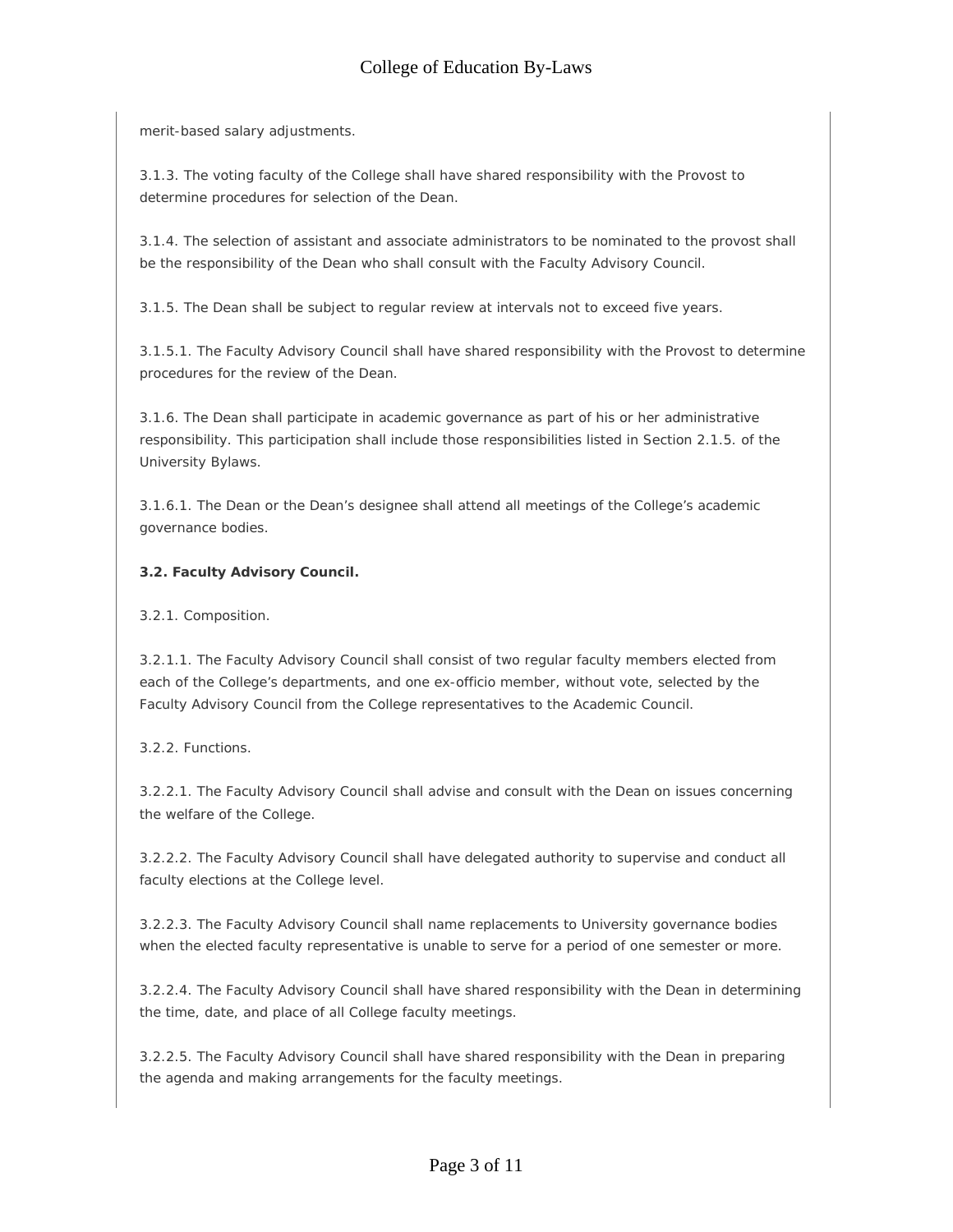merit-based salary adjustments.

3.1.3. The voting faculty of the College shall have shared responsibility with the Provost to determine procedures for selection of the Dean.

3.1.4. The selection of assistant and associate administrators to be nominated to the provost shall be the responsibility of the Dean who shall consult with the Faculty Advisory Council.

3.1.5. The Dean shall be subject to regular review at intervals not to exceed five years.

3.1.5.1. The Faculty Advisory Council shall have shared responsibility with the Provost to determine procedures for the review of the Dean.

3.1.6. The Dean shall participate in academic governance as part of his or her administrative responsibility. This participation shall include those responsibilities listed in Section 2.1.5. of the University Bylaws.

3.1.6.1. The Dean or the Dean's designee shall attend all meetings of the College's academic governance bodies.

**3.2. Faculty Advisory Council.**

3.2.1. Composition.

3.2.1.1. The Faculty Advisory Council shall consist of two regular faculty members elected from each of the College's departments, and one ex-officio member, without vote, selected by the Faculty Advisory Council from the College representatives to the Academic Council.

3.2.2. Functions.

3.2.2.1. The Faculty Advisory Council shall advise and consult with the Dean on issues concerning the welfare of the College.

3.2.2.2. The Faculty Advisory Council shall have delegated authority to supervise and conduct all faculty elections at the College level.

3.2.2.3. The Faculty Advisory Council shall name replacements to University governance bodies when the elected faculty representative is unable to serve for a period of one semester or more.

3.2.2.4. The Faculty Advisory Council shall have shared responsibility with the Dean in determining the time, date, and place of all College faculty meetings.

3.2.2.5. The Faculty Advisory Council shall have shared responsibility with the Dean in preparing the agenda and making arrangements for the faculty meetings.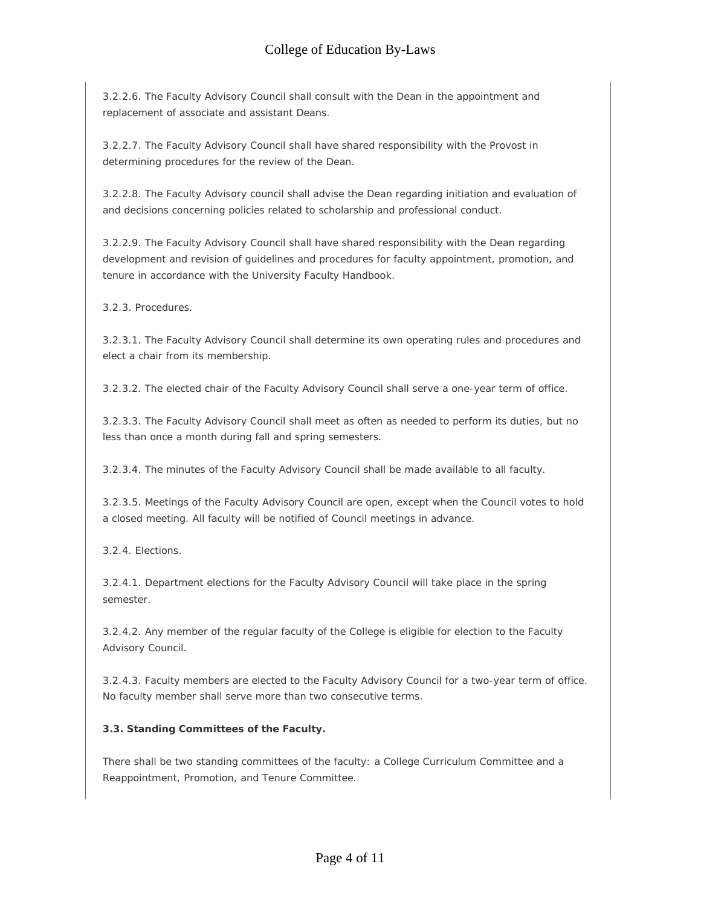3.2.2.6. The Faculty Advisory Council shall consult with the Dean in the appointment and replacement of associate and assistant Deans.

3.2.2.7. The Faculty Advisory Council shall have shared responsibility with the Provost in determining procedures for the review of the Dean.

3.2.2.8. The Faculty Advisory council shall advise the Dean regarding initiation and evaluation of and decisions concerning policies related to scholarship and professional conduct.

3.2.2.9. The Faculty Advisory Council shall have shared responsibility with the Dean regarding development and revision of guidelines and procedures for faculty appointment, promotion, and tenure in accordance with the University Faculty Handbook.

3.2.3. Procedures.

3.2.3.1. The Faculty Advisory Council shall determine its own operating rules and procedures and elect a chair from its membership.

3.2.3.2. The elected chair of the Faculty Advisory Council shall serve a one-year term of office.

3.2.3.3. The Faculty Advisory Council shall meet as often as needed to perform its duties, but no less than once a month during fall and spring semesters.

3.2.3.4. The minutes of the Faculty Advisory Council shall be made available to all faculty.

3.2.3.5. Meetings of the Faculty Advisory Council are open, except when the Council votes to hold a closed meeting. All faculty will be notified of Council meetings in advance.

3.2.4. Elections.

3.2.4.1. Department elections for the Faculty Advisory Council will take place in the spring semester.

3.2.4.2. Any member of the regular faculty of the College is eligible for election to the Faculty Advisory Council.

3.2.4.3. Faculty members are elected to the Faculty Advisory Council for a two-year term of office. No faculty member shall serve more than two consecutive terms.

**3.3. Standing Committees of the Faculty.**

There shall be two standing committees of the faculty: a College Curriculum Committee and a Reappointment, Promotion, and Tenure Committee.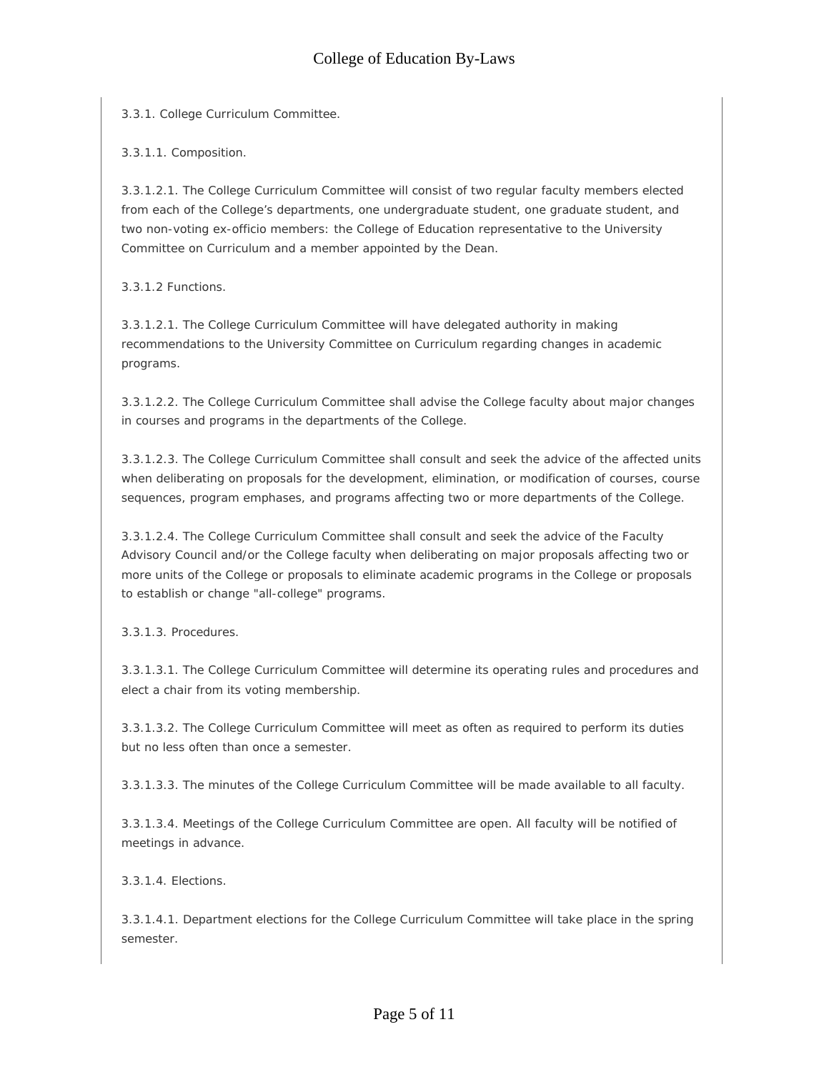3.3.1. College Curriculum Committee.

3.3.1.1. Composition.

3.3.1.2.1. The College Curriculum Committee will consist of two regular faculty members elected from each of the College's departments, one undergraduate student, one graduate student, and two non-voting ex-officio members: the College of Education representative to the University Committee on Curriculum and a member appointed by the Dean.

3.3.1.2 Functions.

3.3.1.2.1. The College Curriculum Committee will have delegated authority in making recommendations to the University Committee on Curriculum regarding changes in academic programs.

3.3.1.2.2. The College Curriculum Committee shall advise the College faculty about major changes in courses and programs in the departments of the College.

3.3.1.2.3. The College Curriculum Committee shall consult and seek the advice of the affected units when deliberating on proposals for the development, elimination, or modification of courses, course sequences, program emphases, and programs affecting two or more departments of the College.

3.3.1.2.4. The College Curriculum Committee shall consult and seek the advice of the Faculty Advisory Council and/or the College faculty when deliberating on major proposals affecting two or more units of the College or proposals to eliminate academic programs in the College or proposals to establish or change "all-college" programs.

3.3.1.3. Procedures.

3.3.1.3.1. The College Curriculum Committee will determine its operating rules and procedures and elect a chair from its voting membership.

3.3.1.3.2. The College Curriculum Committee will meet as often as required to perform its duties but no less often than once a semester.

3.3.1.3.3. The minutes of the College Curriculum Committee will be made available to all faculty.

3.3.1.3.4. Meetings of the College Curriculum Committee are open. All faculty will be notified of meetings in advance.

3.3.1.4. Elections.

3.3.1.4.1. Department elections for the College Curriculum Committee will take place in the spring semester.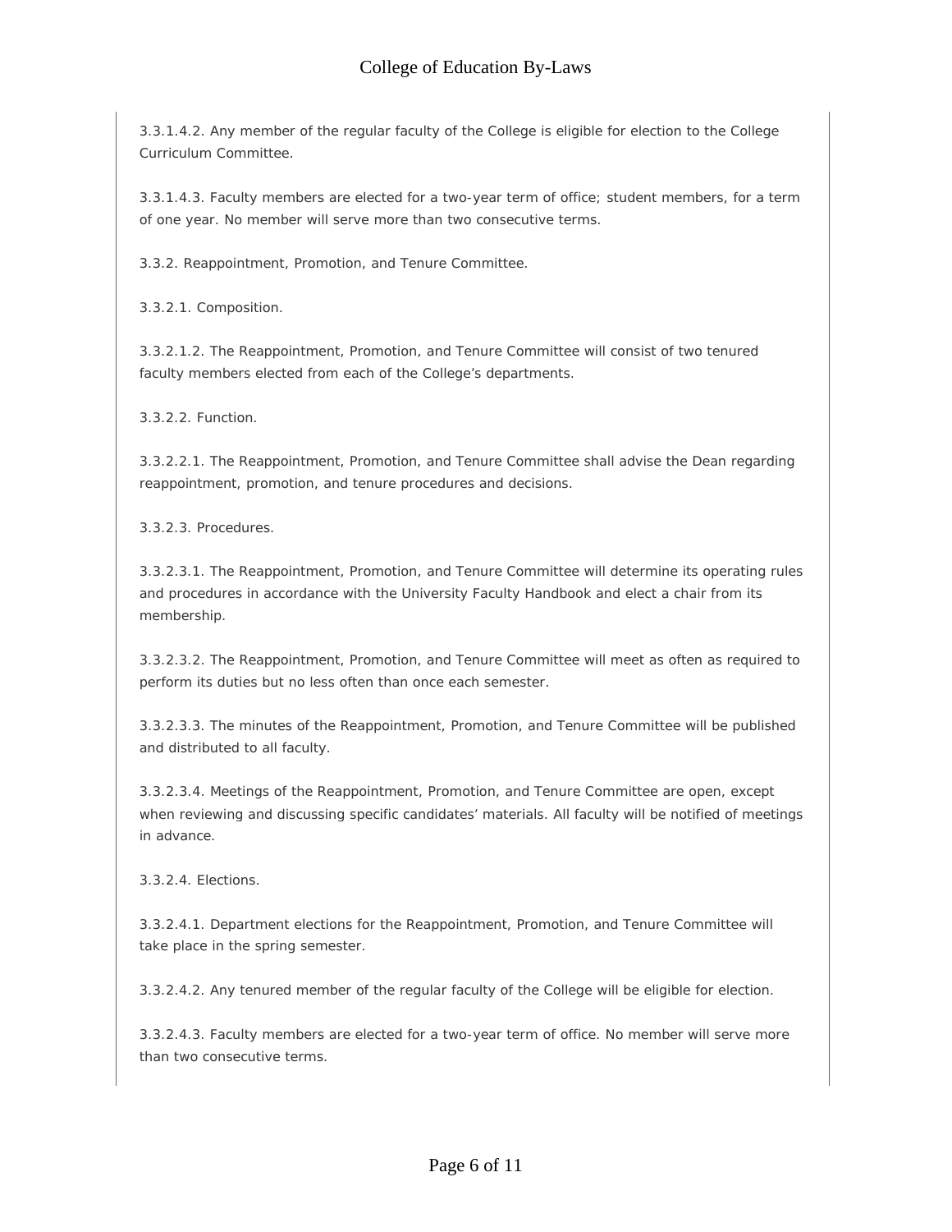3.3.1.4.2. Any member of the regular faculty of the College is eligible for election to the College Curriculum Committee.

3.3.1.4.3. Faculty members are elected for a two-year term of office; student members, for a term of one year. No member will serve more than two consecutive terms.

3.3.2. Reappointment, Promotion, and Tenure Committee.

3.3.2.1. Composition.

3.3.2.1.2. The Reappointment, Promotion, and Tenure Committee will consist of two tenured faculty members elected from each of the College's departments.

3.3.2.2. Function.

3.3.2.2.1. The Reappointment, Promotion, and Tenure Committee shall advise the Dean regarding reappointment, promotion, and tenure procedures and decisions.

3.3.2.3. Procedures.

3.3.2.3.1. The Reappointment, Promotion, and Tenure Committee will determine its operating rules and procedures in accordance with the University Faculty Handbook and elect a chair from its membership.

3.3.2.3.2. The Reappointment, Promotion, and Tenure Committee will meet as often as required to perform its duties but no less often than once each semester.

3.3.2.3.3. The minutes of the Reappointment, Promotion, and Tenure Committee will be published and distributed to all faculty.

3.3.2.3.4. Meetings of the Reappointment, Promotion, and Tenure Committee are open, except when reviewing and discussing specific candidates' materials. All faculty will be notified of meetings in advance.

3.3.2.4. Elections.

3.3.2.4.1. Department elections for the Reappointment, Promotion, and Tenure Committee will take place in the spring semester.

3.3.2.4.2. Any tenured member of the regular faculty of the College will be eligible for election.

3.3.2.4.3. Faculty members are elected for a two-year term of office. No member will serve more than two consecutive terms.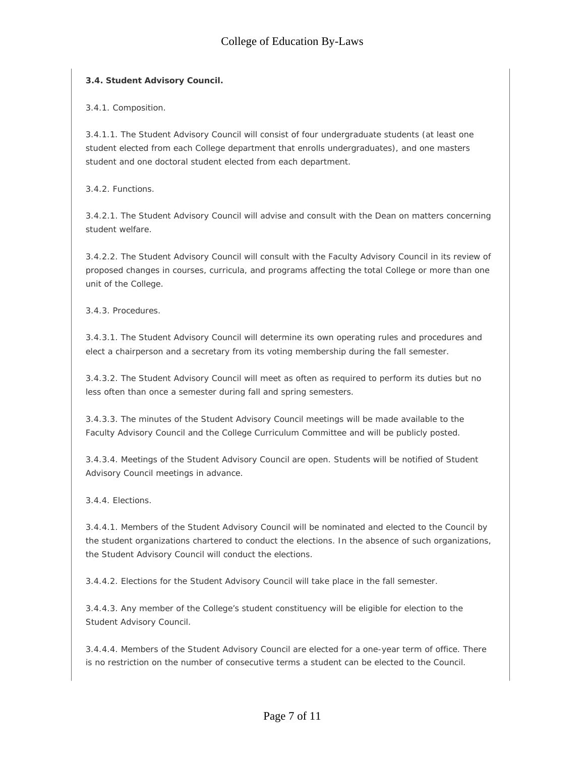**3.4. Student Advisory Council.**

3.4.1. Composition.

3.4.1.1. The Student Advisory Council will consist of four undergraduate students (at least one student elected from each College department that enrolls undergraduates), and one masters student and one doctoral student elected from each department.

3.4.2. Functions.

3.4.2.1. The Student Advisory Council will advise and consult with the Dean on matters concerning student welfare.

3.4.2.2. The Student Advisory Council will consult with the Faculty Advisory Council in its review of proposed changes in courses, curricula, and programs affecting the total College or more than one unit of the College.

3.4.3. Procedures.

3.4.3.1. The Student Advisory Council will determine its own operating rules and procedures and elect a chairperson and a secretary from its voting membership during the fall semester.

3.4.3.2. The Student Advisory Council will meet as often as required to perform its duties but no less often than once a semester during fall and spring semesters.

3.4.3.3. The minutes of the Student Advisory Council meetings will be made available to the Faculty Advisory Council and the College Curriculum Committee and will be publicly posted.

3.4.3.4. Meetings of the Student Advisory Council are open. Students will be notified of Student Advisory Council meetings in advance.

3.4.4. Elections.

3.4.4.1. Members of the Student Advisory Council will be nominated and elected to the Council by the student organizations chartered to conduct the elections. In the absence of such organizations, the Student Advisory Council will conduct the elections.

3.4.4.2. Elections for the Student Advisory Council will take place in the fall semester.

3.4.4.3. Any member of the College's student constituency will be eligible for election to the Student Advisory Council.

3.4.4.4. Members of the Student Advisory Council are elected for a one-year term of office. There is no restriction on the number of consecutive terms a student can be elected to the Council.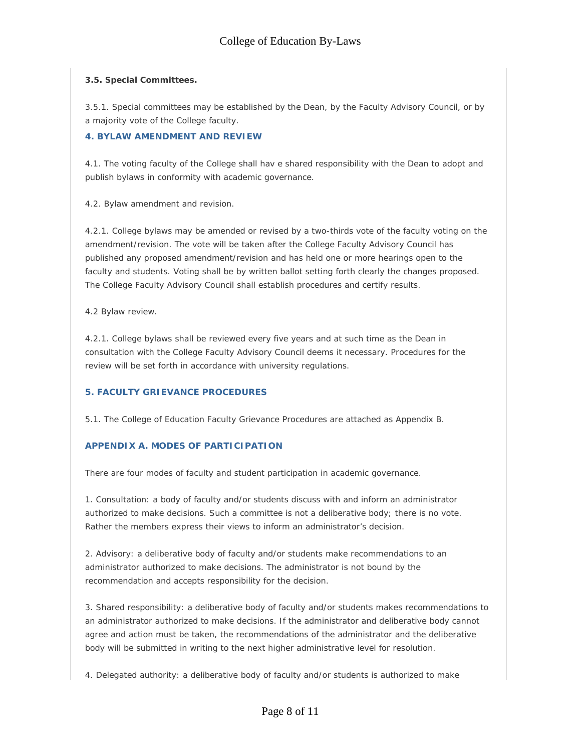**3.5. Special Committees.**

3.5.1. Special committees may be established by the Dean, by the Faculty Advisory Council, or by a majority vote of the College faculty.

## 4. BYLAW AMENDMENT AND REVIEW

4.1. The voting faculty of the College shall hav e shared responsibility with the Dean to adopt and publish bylaws in conformity with academic governance.

4.2. Bylaw amendment and revision.

4.2.1. College bylaws may be amended or revised by a two-thirds vote of the faculty voting on the amendment/revision. The vote will be taken after the College Faculty Advisory Council has published any proposed amendment/revision and has held one or more hearings open to the faculty and students. Voting shall be by written ballot setting forth clearly the changes proposed. The College Faculty Advisory Council shall establish procedures and certify results.

4.2 Bylaw review.

4.2.1. College bylaws shall be reviewed every five years and at such time as the Dean in consultation with the College Faculty Advisory Council deems it necessary. Procedures for the review will be set forth in accordance with university regulations.

## 5. FACULTY GRIEVANCE PROCEDURES

5.1. The College of Education Faculty Grievance Procedures are attached as Appendix B.

## APPENDIX A. MODES OF PARTICIPATION

There are four modes of faculty and student participation in academic governance.

1. Consultation: a body of faculty and/or students discuss with and inform an administrator authorized to make decisions. Such a committee is not a deliberative body; there is no vote. Rather the members express their views to inform an administrator's decision.

2. Advisory: a deliberative body of faculty and/or students make recommendations to an administrator authorized to make decisions. The administrator is not bound by the recommendation and accepts responsibility for the decision.

3. Shared responsibility: a deliberative body of faculty and/or students makes recommendations to an administrator authorized to make decisions. If the administrator and deliberative body cannot agree and action must be taken, the recommendations of the administrator and the deliberative body will be submitted in writing to the next higher administrative level for resolution.

4. Delegated authority: a deliberative body of faculty and/or students is authorized to make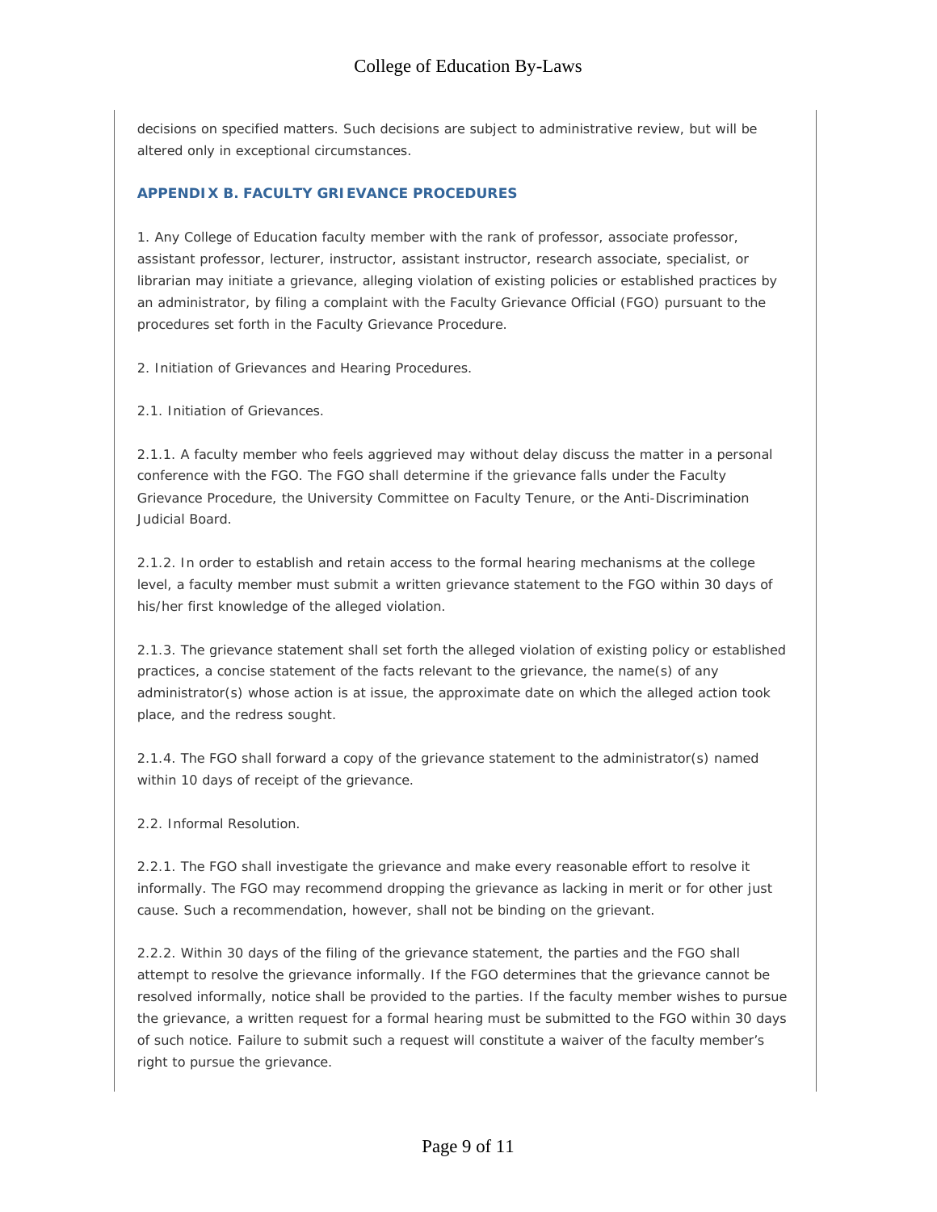decisions on specified matters. Such decisions are subject to administrative review, but will be altered only in exceptional circumstances.

## APPENDIX B. FACULTY GRIEVANCE PROCEDURES

1. Any College of Education faculty member with the rank of professor, associate professor, assistant professor, lecturer, instructor, assistant instructor, research associate, specialist, or librarian may initiate a grievance, alleging violation of existing policies or established practices by an administrator, by filing a complaint with the Faculty Grievance Official (FGO) pursuant to the procedures set forth in the Faculty Grievance Procedure.

2. Initiation of Grievances and Hearing Procedures.

2.1. Initiation of Grievances.

2.1.1. A faculty member who feels aggrieved may without delay discuss the matter in a personal conference with the FGO. The FGO shall determine if the grievance falls under the Faculty Grievance Procedure, the University Committee on Faculty Tenure, or the Anti-Discrimination Judicial Board.

2.1.2. In order to establish and retain access to the formal hearing mechanisms at the college level, a faculty member must submit a written grievance statement to the FGO within 30 days of his/her first knowledge of the alleged violation.

2.1.3. The grievance statement shall set forth the alleged violation of existing policy or established practices, a concise statement of the facts relevant to the grievance, the name(s) of any administrator(s) whose action is at issue, the approximate date on which the alleged action took place, and the redress sought.

2.1.4. The FGO shall forward a copy of the grievance statement to the administrator(s) named within 10 days of receipt of the grievance.

2.2. Informal Resolution.

2.2.1. The FGO shall investigate the grievance and make every reasonable effort to resolve it informally. The FGO may recommend dropping the grievance as lacking in merit or for other just cause. Such a recommendation, however, shall not be binding on the grievant.

2.2.2. Within 30 days of the filing of the grievance statement, the parties and the FGO shall attempt to resolve the grievance informally. If the FGO determines that the grievance cannot be resolved informally, notice shall be provided to the parties. If the faculty member wishes to pursue the grievance, a written request for a formal hearing must be submitted to the FGO within 30 days of such notice. Failure to submit such a request will constitute a waiver of the faculty member's right to pursue the grievance.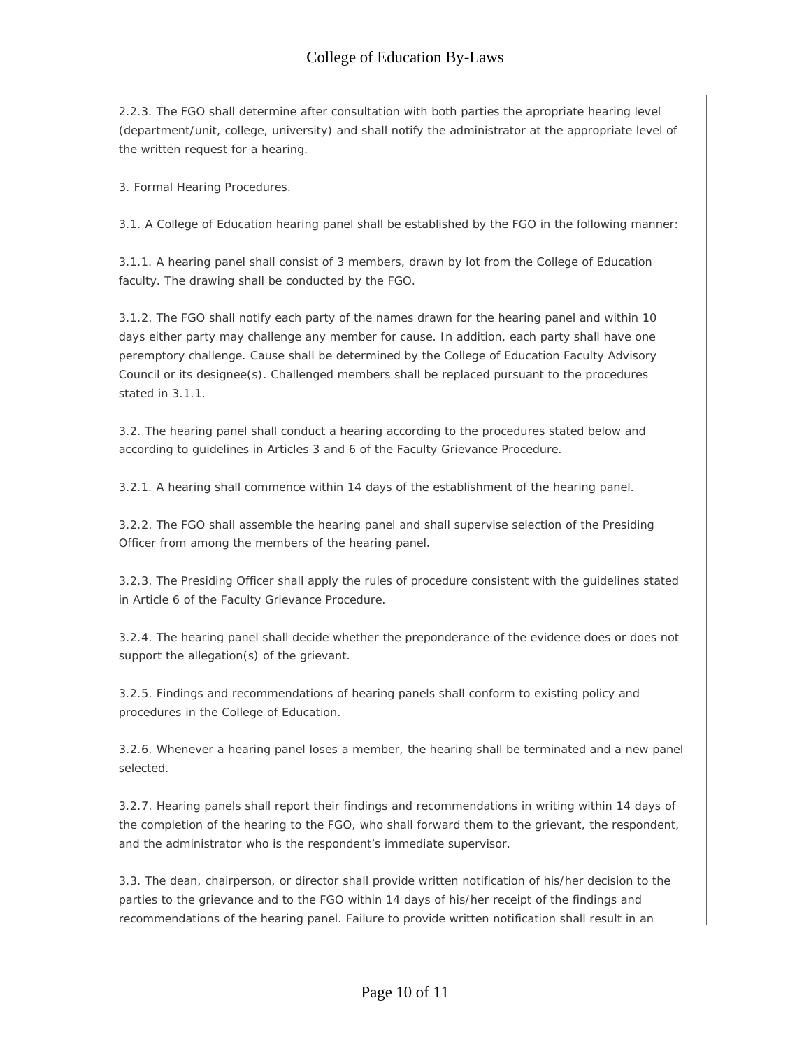2.2.3. The FGO shall determine after consultation with both parties the apropriate hearing level (department/unit, college, university) and shall notify the administrator at the appropriate level of the written request for a hearing.

3. Formal Hearing Procedures.

3.1. A College of Education hearing panel shall be established by the FGO in the following manner:

3.1.1. A hearing panel shall consist of 3 members, drawn by lot from the College of Education faculty. The drawing shall be conducted by the FGO.

3.1.2. The FGO shall notify each party of the names drawn for the hearing panel and within 10 days either party may challenge any member for cause. In addition, each party shall have one peremptory challenge. Cause shall be determined by the College of Education Faculty Advisory Council or its designee(s). Challenged members shall be replaced pursuant to the procedures stated in 3.1.1.

3.2. The hearing panel shall conduct a hearing according to the procedures stated below and according to guidelines in Articles 3 and 6 of the Faculty Grievance Procedure.

3.2.1. A hearing shall commence within 14 days of the establishment of the hearing panel.

3.2.2. The FGO shall assemble the hearing panel and shall supervise selection of the Presiding Officer from among the members of the hearing panel.

3.2.3. The Presiding Officer shall apply the rules of procedure consistent with the guidelines stated in Article 6 of the Faculty Grievance Procedure.

3.2.4. The hearing panel shall decide whether the preponderance of the evidence does or does not support the allegation(s) of the grievant.

3.2.5. Findings and recommendations of hearing panels shall conform to existing policy and procedures in the College of Education.

3.2.6. Whenever a hearing panel loses a member, the hearing shall be terminated and a new panel selected.

3.2.7. Hearing panels shall report their findings and recommendations in writing within 14 days of the completion of the hearing to the FGO, who shall forward them to the grievant, the respondent, and the administrator who is the respondent's immediate supervisor.

3.3. The dean, chairperson, or director shall provide written notification of his/her decision to the parties to the grievance and to the FGO within 14 days of his/her receipt of the findings and recommendations of the hearing panel. Failure to provide written notification shall result in an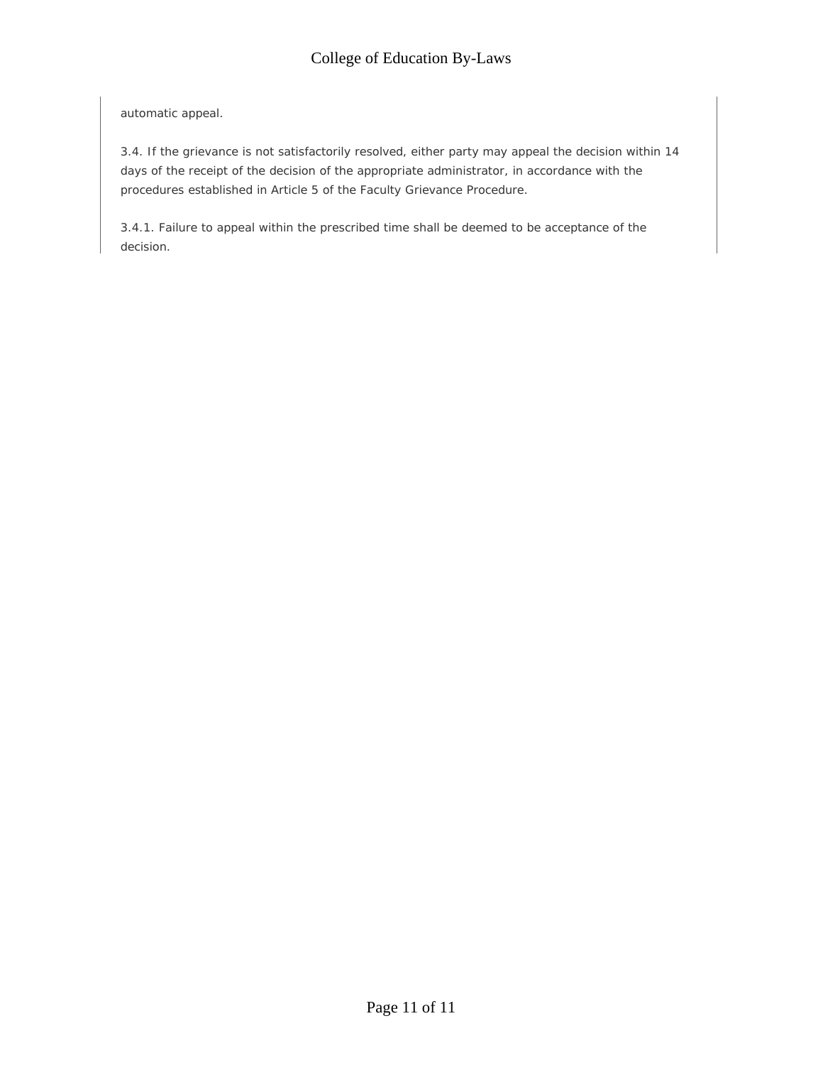automatic appeal.

3.4. If the grievance is not satisfactorily resolved, either party may appeal the decision within 14 days of the receipt of the decision of the appropriate administrator, in accordance with the procedures established in Article 5 of the Faculty Grievance Procedure.

3.4.1. Failure to appeal within the prescribed time shall be deemed to be acceptance of the decision.